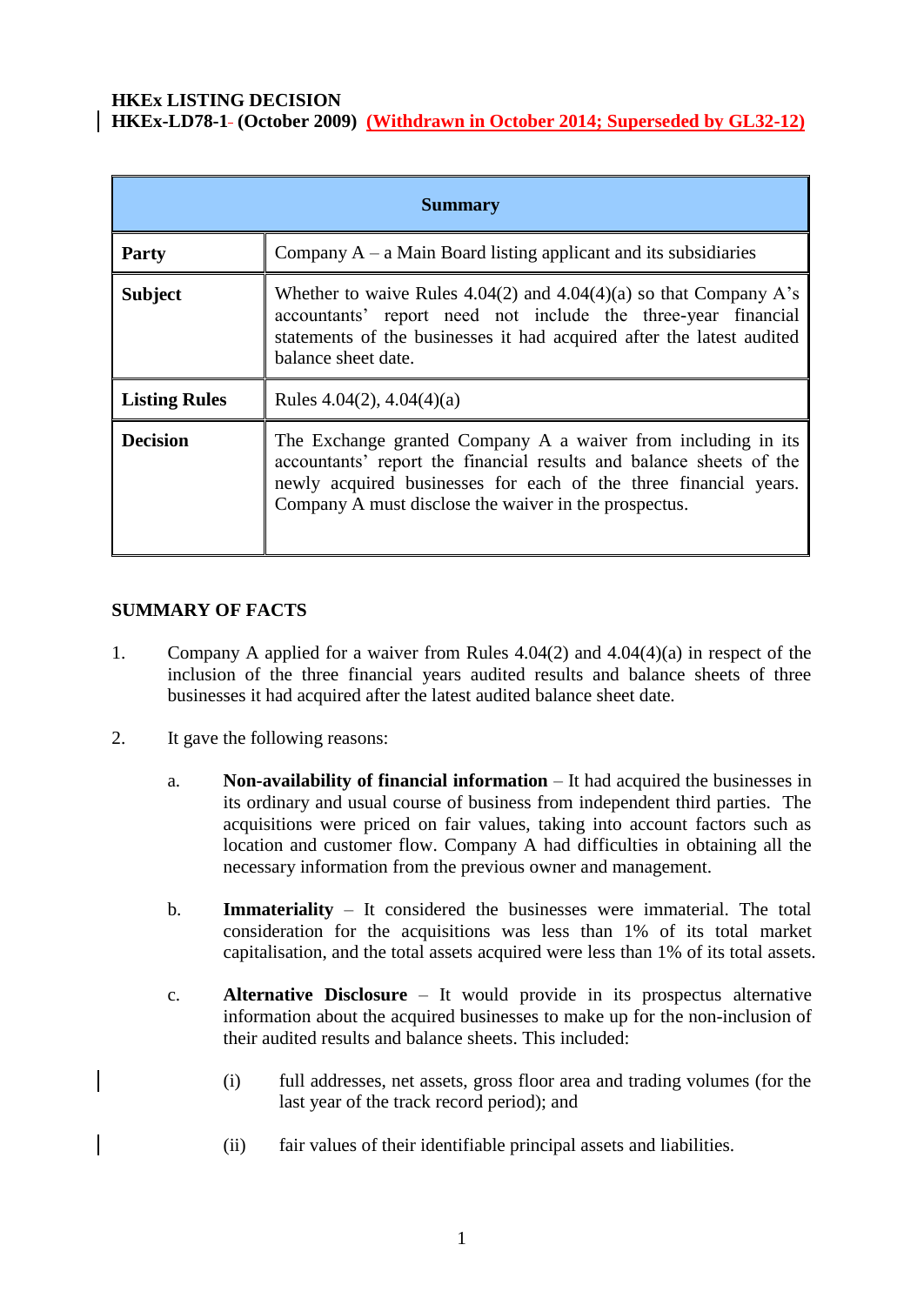**HKEx LISTING DECISION**
**HKEx-LD78-1 (October 2009)** **(Withdrawn in October 2014; Superseded by GL32-12)**

| Summary | |
|---|---|
| **Party** | Company A – a Main Board listing applicant and its subsidiaries |
| **Subject** | Whether to waive Rules 4.04(2) and 4.04(4)(a) so that Company A's accountants' report need not include the three-year financial statements of the businesses it had acquired after the latest audited balance sheet date. |
| **Listing Rules** | Rules 4.04(2), 4.04(4)(a) |
| **Decision** | The Exchange granted Company A a waiver from including in its accountants' report the financial results and balance sheets of the newly acquired businesses for each of the three financial years. Company A must disclose the waiver in the prospectus. |

**SUMMARY OF FACTS**

1. Company A applied for a waiver from Rules 4.04(2) and 4.04(4)(a) in respect of the inclusion of the three financial years audited results and balance sheets of three businesses it had acquired after the latest audited balance sheet date.

2. It gave the following reasons:

   a. **Non-availability of financial information** – It had acquired the businesses in its ordinary and usual course of business from independent third parties. The acquisitions were priced on fair values, taking into account factors such as location and customer flow. Company A had difficulties in obtaining all the necessary information from the previous owner and management.

   b. **Immateriality** – It considered the businesses were immaterial. The total consideration for the acquisitions was less than 1% of its total market capitalisation, and the total assets acquired were less than 1% of its total assets.

   c. **Alternative Disclosure** – It would provide in its prospectus alternative information about the acquired businesses to make up for the non-inclusion of their audited results and balance sheets. This included:

      (i) full addresses, net assets, gross floor area and trading volumes (for the last year of the track record period); and

      (ii) fair values of their identifiable principal assets and liabilities.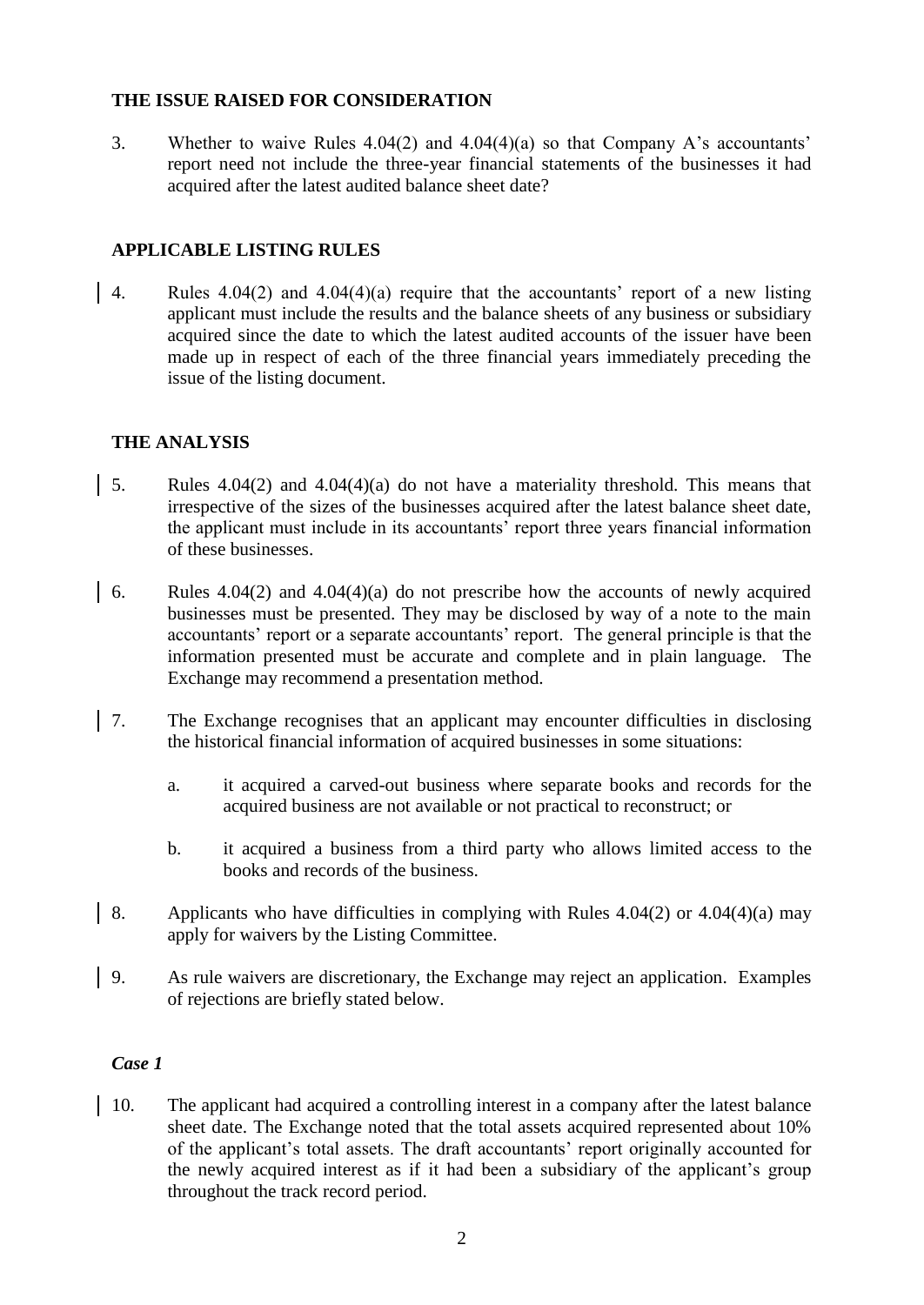## THE ISSUE RAISED FOR CONSIDERATION

3. Whether to waive Rules 4.04(2) and 4.04(4)(a) so that Company A's accountants' report need not include the three-year financial statements of the businesses it had acquired after the latest audited balance sheet date?

## APPLICABLE LISTING RULES

4. Rules 4.04(2) and 4.04(4)(a) require that the accountants' report of a new listing applicant must include the results and the balance sheets of any business or subsidiary acquired since the date to which the latest audited accounts of the issuer have been made up in respect of each of the three financial years immediately preceding the issue of the listing document.

## THE ANALYSIS

5. Rules 4.04(2) and 4.04(4)(a) do not have a materiality threshold. This means that irrespective of the sizes of the businesses acquired after the latest balance sheet date, the applicant must include in its accountants' report three years financial information of these businesses.

6. Rules 4.04(2) and 4.04(4)(a) do not prescribe how the accounts of newly acquired businesses must be presented. They may be disclosed by way of a note to the main accountants' report or a separate accountants' report. The general principle is that the information presented must be accurate and complete and in plain language. The Exchange may recommend a presentation method.

7. The Exchange recognises that an applicant may encounter difficulties in disclosing the historical financial information of acquired businesses in some situations:

   a. it acquired a carved-out business where separate books and records for the acquired business are not available or not practical to reconstruct; or

   b. it acquired a business from a third party who allows limited access to the books and records of the business.

8. Applicants who have difficulties in complying with Rules 4.04(2) or 4.04(4)(a) may apply for waivers by the Listing Committee.

9. As rule waivers are discretionary, the Exchange may reject an application. Examples of rejections are briefly stated below.

### *Case 1*

10. The applicant had acquired a controlling interest in a company after the latest balance sheet date. The Exchange noted that the total assets acquired represented about 10% of the applicant's total assets. The draft accountants' report originally accounted for the newly acquired interest as if it had been a subsidiary of the applicant's group throughout the track record period.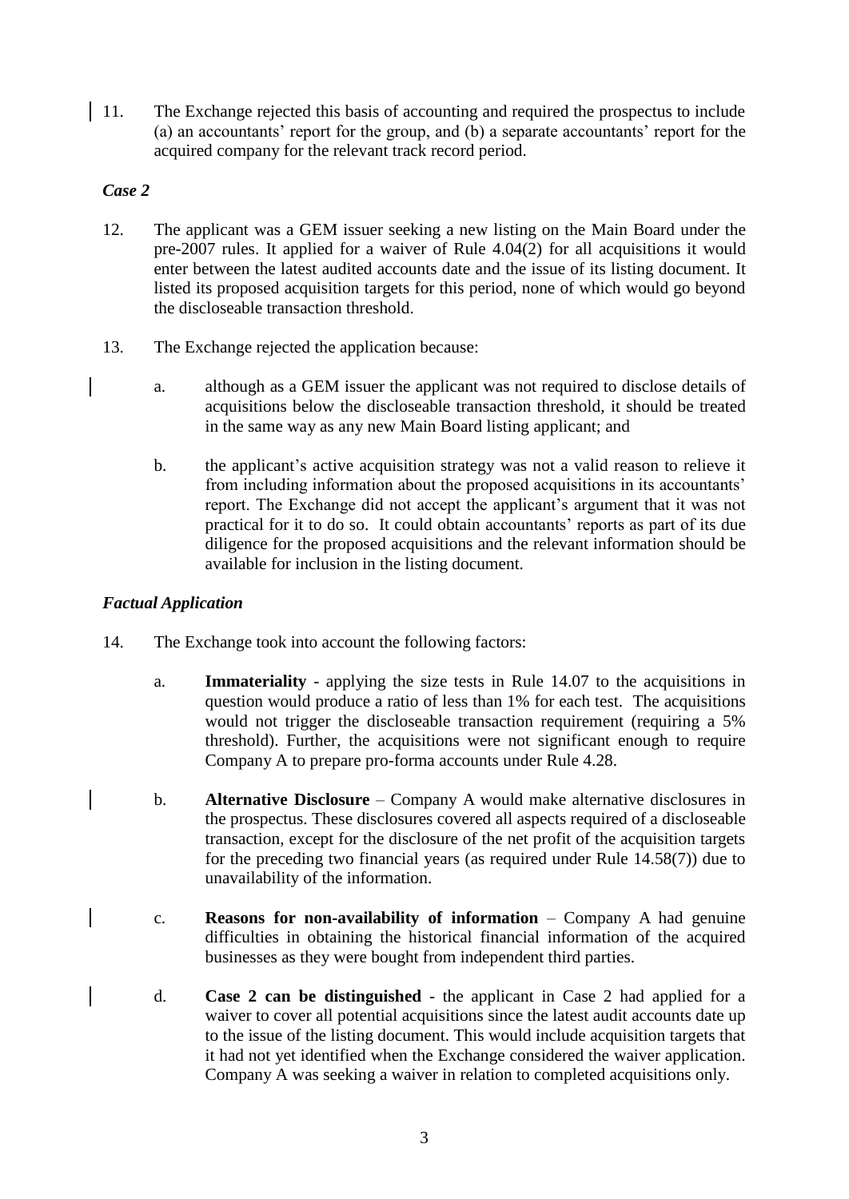11. The Exchange rejected this basis of accounting and required the prospectus to include (a) an accountants' report for the group, and (b) a separate accountants' report for the acquired company for the relevant track record period.

*Case 2*

12. The applicant was a GEM issuer seeking a new listing on the Main Board under the pre-2007 rules. It applied for a waiver of Rule 4.04(2) for all acquisitions it would enter between the latest audited accounts date and the issue of its listing document. It listed its proposed acquisition targets for this period, none of which would go beyond the discloseable transaction threshold.

13. The Exchange rejected the application because:

    a. although as a GEM issuer the applicant was not required to disclose details of acquisitions below the discloseable transaction threshold, it should be treated in the same way as any new Main Board listing applicant; and

    b. the applicant's active acquisition strategy was not a valid reason to relieve it from including information about the proposed acquisitions in its accountants' report. The Exchange did not accept the applicant's argument that it was not practical for it to do so. It could obtain accountants' reports as part of its due diligence for the proposed acquisitions and the relevant information should be available for inclusion in the listing document.

*Factual Application*

14. The Exchange took into account the following factors:

    a. **Immateriality** - applying the size tests in Rule 14.07 to the acquisitions in question would produce a ratio of less than 1% for each test. The acquisitions would not trigger the discloseable transaction requirement (requiring a 5% threshold). Further, the acquisitions were not significant enough to require Company A to prepare pro-forma accounts under Rule 4.28.

    b. **Alternative Disclosure** – Company A would make alternative disclosures in the prospectus. These disclosures covered all aspects required of a discloseable transaction, except for the disclosure of the net profit of the acquisition targets for the preceding two financial years (as required under Rule 14.58(7)) due to unavailability of the information.

    c. **Reasons for non-availability of information** – Company A had genuine difficulties in obtaining the historical financial information of the acquired businesses as they were bought from independent third parties.

    d. **Case 2 can be distinguished** - the applicant in Case 2 had applied for a waiver to cover all potential acquisitions since the latest audit accounts date up to the issue of the listing document. This would include acquisition targets that it had not yet identified when the Exchange considered the waiver application. Company A was seeking a waiver in relation to completed acquisitions only.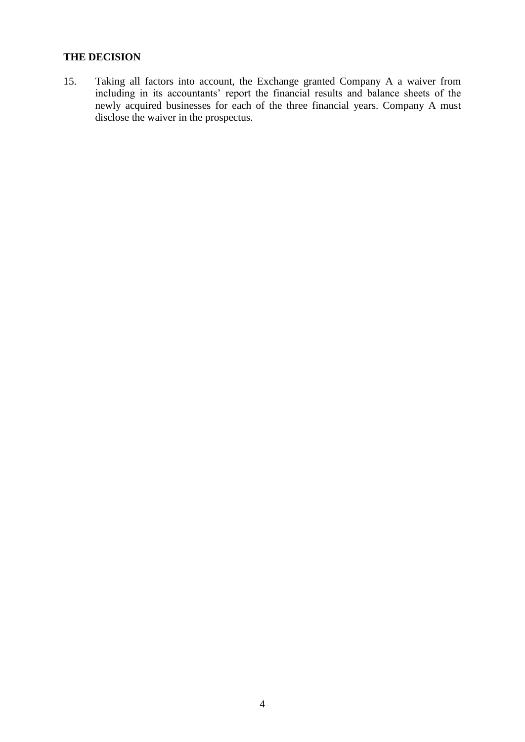## THE DECISION

15. Taking all factors into account, the Exchange granted Company A a waiver from including in its accountants' report the financial results and balance sheets of the newly acquired businesses for each of the three financial years. Company A must disclose the waiver in the prospectus.